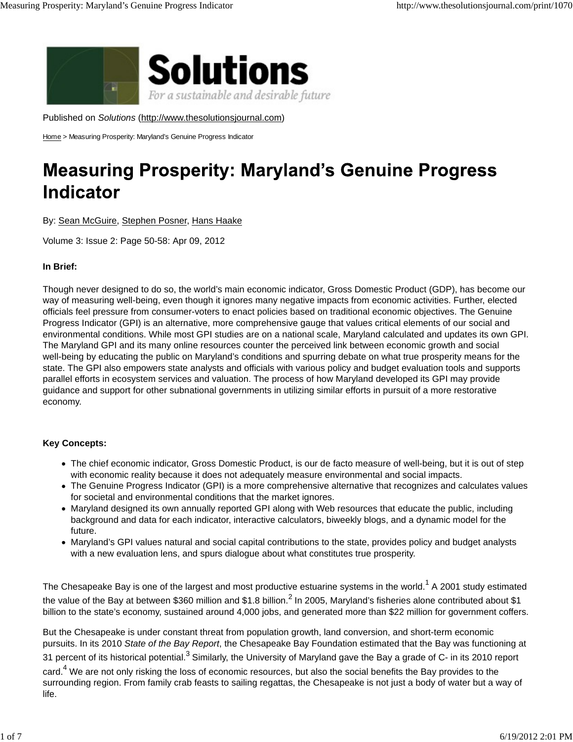Published on *Solutions* (http://www.thesolutionsjournal.com)

Home > Measuring Prosperity: Maryland's Genuine Progress Indicator

# Measuring Prosperity: Maryland's Genuine Progress Indicator

By: Sean McGuire, Stephen Posner, Hans Haake

Volume 3: Issue 2: Page 50-58: Apr 09, 2012

**In Brief:**

Though never designed to do so, the world's main economic indicator, Gross Domestic Product (GDP), has become our way of measuring well-being, even though it ignores many negative impacts from economic activities. Further, elected officials feel pressure from consumer-voters to enact policies based on traditional economic objectives. The Genuine Progress Indicator (GPI) is an alternative, more comprehensive gauge that values critical elements of our social and environmental conditions. While most GPI studies are on a national scale, Maryland calculated and updates its own GPI. The Maryland GPI and its many online resources counter the perceived link between economic growth and social well-being by educating the public on Maryland's conditions and spurring debate on what true prosperity means for the state. The GPI also empowers state analysts and officials with various policy and budget evaluation tools and supports parallel efforts in ecosystem services and valuation. The process of how Maryland developed its GPI may provide guidance and support for other subnational governments in utilizing similar efforts in pursuit of a more restorative economy.

**Key Concepts:**

- The chief economic indicator, Gross Domestic Product, is our de facto measure of well-being, but it is out of step with economic reality because it does not adequately measure environmental and social impacts.
- The Genuine Progress Indicator (GPI) is a more comprehensive alternative that recognizes and calculates values for societal and environmental conditions that the market ignores.
- Maryland designed its own annually reported GPI along with Web resources that educate the public, including background and data for each indicator, interactive calculators, biweekly blogs, and a dynamic model for the future.
- Maryland's GPI values natural and social capital contributions to the state, provides policy and budget analysts with a new evaluation lens, and spurs dialogue about what constitutes true prosperity.

The Chesapeake Bay is one of the largest and most productive estuarine systems in the world.[1] A 2001 study estimated the value of the Bay at between $360 million and $1.8 billion.[2] In 2005, Maryland's fisheries alone contributed about $1 billion to the state's economy, sustained around 4,000 jobs, and generated more than $22 million for government coffers.

But the Chesapeake is under constant threat from population growth, land conversion, and short-term economic pursuits. In its 2010 *State of the Bay Report*, the Chesapeake Bay Foundation estimated that the Bay was functioning at 31 percent of its historical potential.[3] Similarly, the University of Maryland gave the Bay a grade of C- in its 2010 report card.[4] We are not only risking the loss of economic resources, but also the social benefits the Bay provides to the surrounding region. From family crab feasts to sailing regattas, the Chesapeake is not just a body of water but a way of life.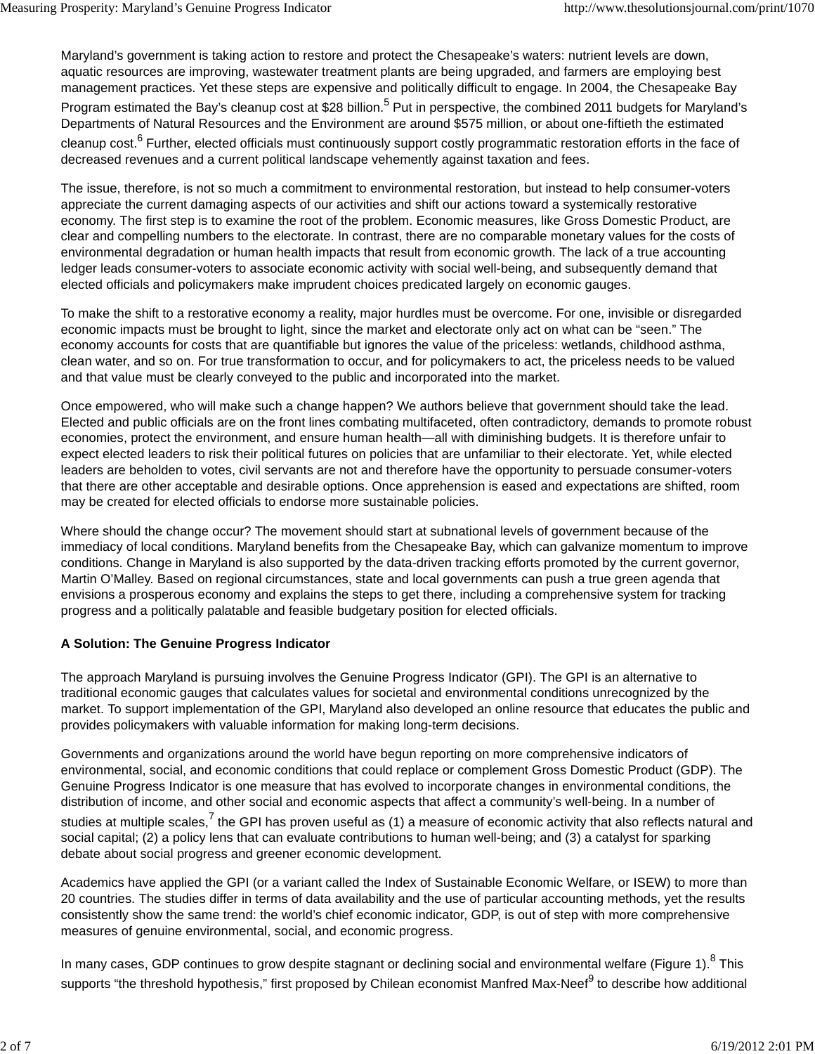Maryland's government is taking action to restore and protect the Chesapeake's waters: nutrient levels are down, aquatic resources are improving, wastewater treatment plants are being upgraded, and farmers are employing best management practices. Yet these steps are expensive and politically difficult to engage. In 2004, the Chesapeake Bay Program estimated the Bay's cleanup cost at $28 billion.[5] Put in perspective, the combined 2011 budgets for Maryland's Departments of Natural Resources and the Environment are around $575 million, or about one-fiftieth the estimated cleanup cost.[6] Further, elected officials must continuously support costly programmatic restoration efforts in the face of decreased revenues and a current political landscape vehemently against taxation and fees.

The issue, therefore, is not so much a commitment to environmental restoration, but instead to help consumer-voters appreciate the current damaging aspects of our activities and shift our actions toward a systemically restorative economy. The first step is to examine the root of the problem. Economic measures, like Gross Domestic Product, are clear and compelling numbers to the electorate. In contrast, there are no comparable monetary values for the costs of environmental degradation or human health impacts that result from economic growth. The lack of a true accounting ledger leads consumer-voters to associate economic activity with social well-being, and subsequently demand that elected officials and policymakers make imprudent choices predicated largely on economic gauges.

To make the shift to a restorative economy a reality, major hurdles must be overcome. For one, invisible or disregarded economic impacts must be brought to light, since the market and electorate only act on what can be "seen." The economy accounts for costs that are quantifiable but ignores the value of the priceless: wetlands, childhood asthma, clean water, and so on. For true transformation to occur, and for policymakers to act, the priceless needs to be valued and that value must be clearly conveyed to the public and incorporated into the market.

Once empowered, who will make such a change happen? We authors believe that government should take the lead. Elected and public officials are on the front lines combating multifaceted, often contradictory, demands to promote robust economies, protect the environment, and ensure human health—all with diminishing budgets. It is therefore unfair to expect elected leaders to risk their political futures on policies that are unfamiliar to their electorate. Yet, while elected leaders are beholden to votes, civil servants are not and therefore have the opportunity to persuade consumer-voters that there are other acceptable and desirable options. Once apprehension is eased and expectations are shifted, room may be created for elected officials to endorse more sustainable policies.

Where should the change occur? The movement should start at subnational levels of government because of the immediacy of local conditions. Maryland benefits from the Chesapeake Bay, which can galvanize momentum to improve conditions. Change in Maryland is also supported by the data-driven tracking efforts promoted by the current governor, Martin O'Malley. Based on regional circumstances, state and local governments can push a true green agenda that envisions a prosperous economy and explains the steps to get there, including a comprehensive system for tracking progress and a politically palatable and feasible budgetary position for elected officials.

### A Solution: The Genuine Progress Indicator

The approach Maryland is pursuing involves the Genuine Progress Indicator (GPI). The GPI is an alternative to traditional economic gauges that calculates values for societal and environmental conditions unrecognized by the market. To support implementation of the GPI, Maryland also developed an online resource that educates the public and provides policymakers with valuable information for making long-term decisions.

Governments and organizations around the world have begun reporting on more comprehensive indicators of environmental, social, and economic conditions that could replace or complement Gross Domestic Product (GDP). The Genuine Progress Indicator is one measure that has evolved to incorporate changes in environmental conditions, the distribution of income, and other social and economic aspects that affect a community's well-being. In a number of studies at multiple scales,[7] the GPI has proven useful as (1) a measure of economic activity that also reflects natural and social capital; (2) a policy lens that can evaluate contributions to human well-being; and (3) a catalyst for sparking debate about social progress and greener economic development.

Academics have applied the GPI (or a variant called the Index of Sustainable Economic Welfare, or ISEW) to more than 20 countries. The studies differ in terms of data availability and the use of particular accounting methods, yet the results consistently show the same trend: the world's chief economic indicator, GDP, is out of step with more comprehensive measures of genuine environmental, social, and economic progress.

In many cases, GDP continues to grow despite stagnant or declining social and environmental welfare (Figure 1).[8] This supports "the threshold hypothesis," first proposed by Chilean economist Manfred Max-Neef[9] to describe how additional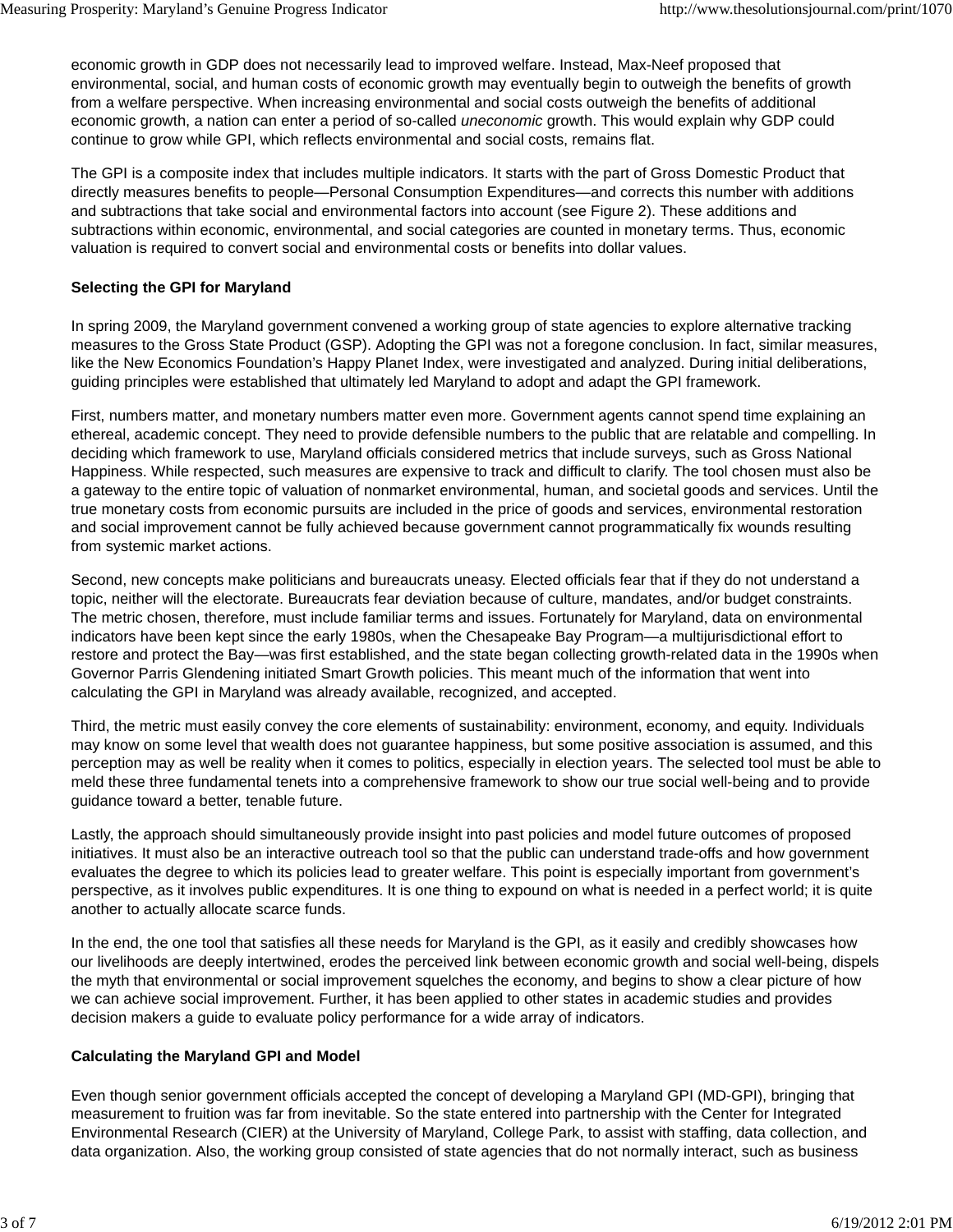economic growth in GDP does not necessarily lead to improved welfare. Instead, Max-Neef proposed that environmental, social, and human costs of economic growth may eventually begin to outweigh the benefits of growth from a welfare perspective. When increasing environmental and social costs outweigh the benefits of additional economic growth, a nation can enter a period of so-called *uneconomic* growth. This would explain why GDP could continue to grow while GPI, which reflects environmental and social costs, remains flat.

The GPI is a composite index that includes multiple indicators. It starts with the part of Gross Domestic Product that directly measures benefits to people—Personal Consumption Expenditures—and corrects this number with additions and subtractions that take social and environmental factors into account (see Figure 2). These additions and subtractions within economic, environmental, and social categories are counted in monetary terms. Thus, economic valuation is required to convert social and environmental costs or benefits into dollar values.

**Selecting the GPI for Maryland**

In spring 2009, the Maryland government convened a working group of state agencies to explore alternative tracking measures to the Gross State Product (GSP). Adopting the GPI was not a foregone conclusion. In fact, similar measures, like the New Economics Foundation's Happy Planet Index, were investigated and analyzed. During initial deliberations, guiding principles were established that ultimately led Maryland to adopt and adapt the GPI framework.

First, numbers matter, and monetary numbers matter even more. Government agents cannot spend time explaining an ethereal, academic concept. They need to provide defensible numbers to the public that are relatable and compelling. In deciding which framework to use, Maryland officials considered metrics that include surveys, such as Gross National Happiness. While respected, such measures are expensive to track and difficult to clarify. The tool chosen must also be a gateway to the entire topic of valuation of nonmarket environmental, human, and societal goods and services. Until the true monetary costs from economic pursuits are included in the price of goods and services, environmental restoration and social improvement cannot be fully achieved because government cannot programmatically fix wounds resulting from systemic market actions.

Second, new concepts make politicians and bureaucrats uneasy. Elected officials fear that if they do not understand a topic, neither will the electorate. Bureaucrats fear deviation because of culture, mandates, and/or budget constraints. The metric chosen, therefore, must include familiar terms and issues. Fortunately for Maryland, data on environmental indicators have been kept since the early 1980s, when the Chesapeake Bay Program—a multijurisdictional effort to restore and protect the Bay—was first established, and the state began collecting growth-related data in the 1990s when Governor Parris Glendening initiated Smart Growth policies. This meant much of the information that went into calculating the GPI in Maryland was already available, recognized, and accepted.

Third, the metric must easily convey the core elements of sustainability: environment, economy, and equity. Individuals may know on some level that wealth does not guarantee happiness, but some positive association is assumed, and this perception may as well be reality when it comes to politics, especially in election years. The selected tool must be able to meld these three fundamental tenets into a comprehensive framework to show our true social well-being and to provide guidance toward a better, tenable future.

Lastly, the approach should simultaneously provide insight into past policies and model future outcomes of proposed initiatives. It must also be an interactive outreach tool so that the public can understand trade-offs and how government evaluates the degree to which its policies lead to greater welfare. This point is especially important from government's perspective, as it involves public expenditures. It is one thing to expound on what is needed in a perfect world; it is quite another to actually allocate scarce funds.

In the end, the one tool that satisfies all these needs for Maryland is the GPI, as it easily and credibly showcases how our livelihoods are deeply intertwined, erodes the perceived link between economic growth and social well-being, dispels the myth that environmental or social improvement squelches the economy, and begins to show a clear picture of how we can achieve social improvement. Further, it has been applied to other states in academic studies and provides decision makers a guide to evaluate policy performance for a wide array of indicators.

**Calculating the Maryland GPI and Model**

Even though senior government officials accepted the concept of developing a Maryland GPI (MD-GPI), bringing that measurement to fruition was far from inevitable. So the state entered into partnership with the Center for Integrated Environmental Research (CIER) at the University of Maryland, College Park, to assist with staffing, data collection, and data organization. Also, the working group consisted of state agencies that do not normally interact, such as business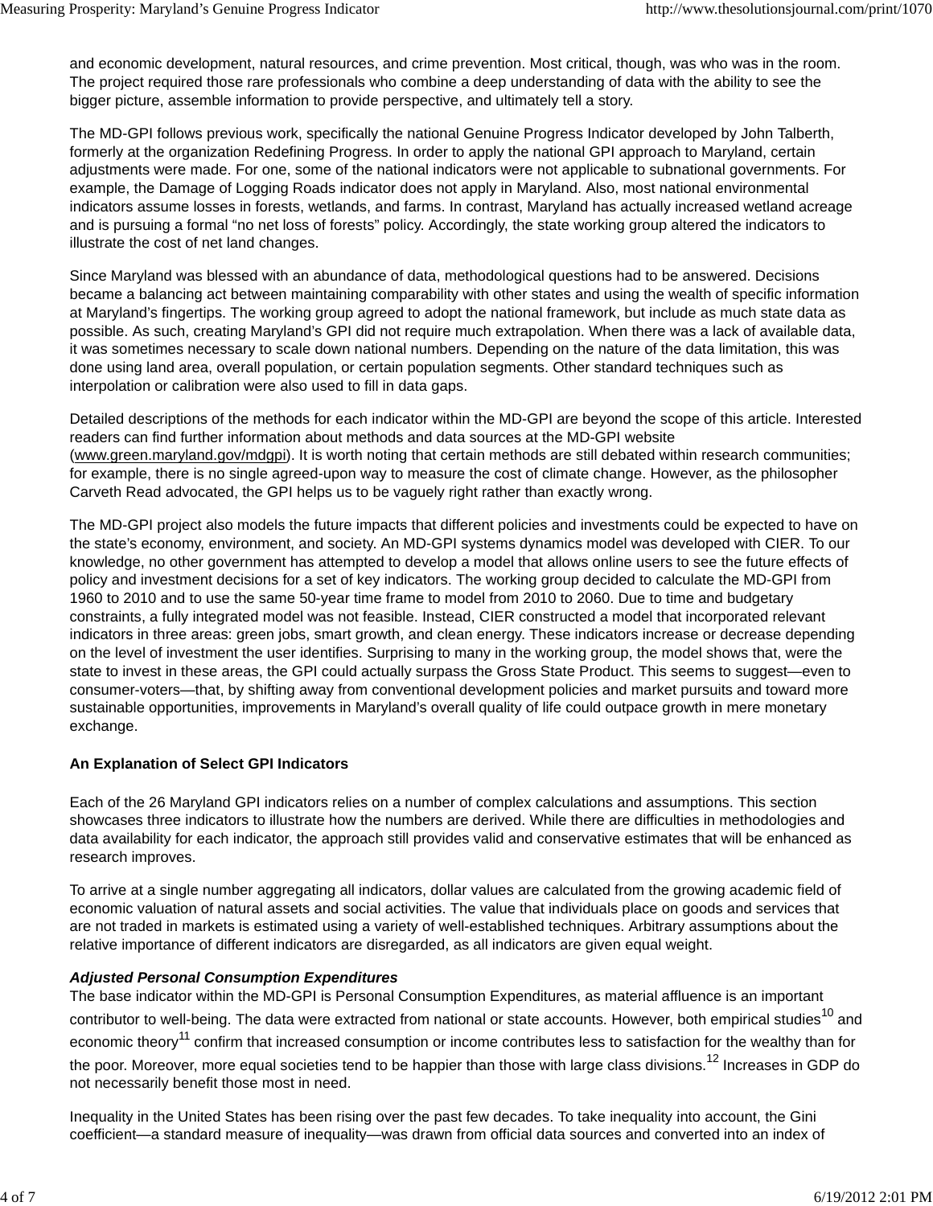and economic development, natural resources, and crime prevention. Most critical, though, was who was in the room. The project required those rare professionals who combine a deep understanding of data with the ability to see the bigger picture, assemble information to provide perspective, and ultimately tell a story.

The MD-GPI follows previous work, specifically the national Genuine Progress Indicator developed by John Talberth, formerly at the organization Redefining Progress. In order to apply the national GPI approach to Maryland, certain adjustments were made. For one, some of the national indicators were not applicable to subnational governments. For example, the Damage of Logging Roads indicator does not apply in Maryland. Also, most national environmental indicators assume losses in forests, wetlands, and farms. In contrast, Maryland has actually increased wetland acreage and is pursuing a formal "no net loss of forests" policy. Accordingly, the state working group altered the indicators to illustrate the cost of net land changes.

Since Maryland was blessed with an abundance of data, methodological questions had to be answered. Decisions became a balancing act between maintaining comparability with other states and using the wealth of specific information at Maryland's fingertips. The working group agreed to adopt the national framework, but include as much state data as possible. As such, creating Maryland's GPI did not require much extrapolation. When there was a lack of available data, it was sometimes necessary to scale down national numbers. Depending on the nature of the data limitation, this was done using land area, overall population, or certain population segments. Other standard techniques such as interpolation or calibration were also used to fill in data gaps.

Detailed descriptions of the methods for each indicator within the MD-GPI are beyond the scope of this article. Interested readers can find further information about methods and data sources at the MD-GPI website (www.green.maryland.gov/mdgpi). It is worth noting that certain methods are still debated within research communities; for example, there is no single agreed-upon way to measure the cost of climate change. However, as the philosopher Carveth Read advocated, the GPI helps us to be vaguely right rather than exactly wrong.

The MD-GPI project also models the future impacts that different policies and investments could be expected to have on the state's economy, environment, and society. An MD-GPI systems dynamics model was developed with CIER. To our knowledge, no other government has attempted to develop a model that allows online users to see the future effects of policy and investment decisions for a set of key indicators. The working group decided to calculate the MD-GPI from 1960 to 2010 and to use the same 50-year time frame to model from 2010 to 2060. Due to time and budgetary constraints, a fully integrated model was not feasible. Instead, CIER constructed a model that incorporated relevant indicators in three areas: green jobs, smart growth, and clean energy. These indicators increase or decrease depending on the level of investment the user identifies. Surprising to many in the working group, the model shows that, were the state to invest in these areas, the GPI could actually surpass the Gross State Product. This seems to suggest—even to consumer-voters—that, by shifting away from conventional development policies and market pursuits and toward more sustainable opportunities, improvements in Maryland's overall quality of life could outpace growth in mere monetary exchange.

**An Explanation of Select GPI Indicators**

Each of the 26 Maryland GPI indicators relies on a number of complex calculations and assumptions. This section showcases three indicators to illustrate how the numbers are derived. While there are difficulties in methodologies and data availability for each indicator, the approach still provides valid and conservative estimates that will be enhanced as research improves.

To arrive at a single number aggregating all indicators, dollar values are calculated from the growing academic field of economic valuation of natural assets and social activities. The value that individuals place on goods and services that are not traded in markets is estimated using a variety of well-established techniques. Arbitrary assumptions about the relative importance of different indicators are disregarded, as all indicators are given equal weight.

***Adjusted Personal Consumption Expenditures***

The base indicator within the MD-GPI is Personal Consumption Expenditures, as material affluence is an important contributor to well-being. The data were extracted from national or state accounts. However, both empirical studies[10] and economic theory[11] confirm that increased consumption or income contributes less to satisfaction for the wealthy than for the poor. Moreover, more equal societies tend to be happier than those with large class divisions.[12] Increases in GDP do not necessarily benefit those most in need.

Inequality in the United States has been rising over the past few decades. To take inequality into account, the Gini coefficient—a standard measure of inequality—was drawn from official data sources and converted into an index of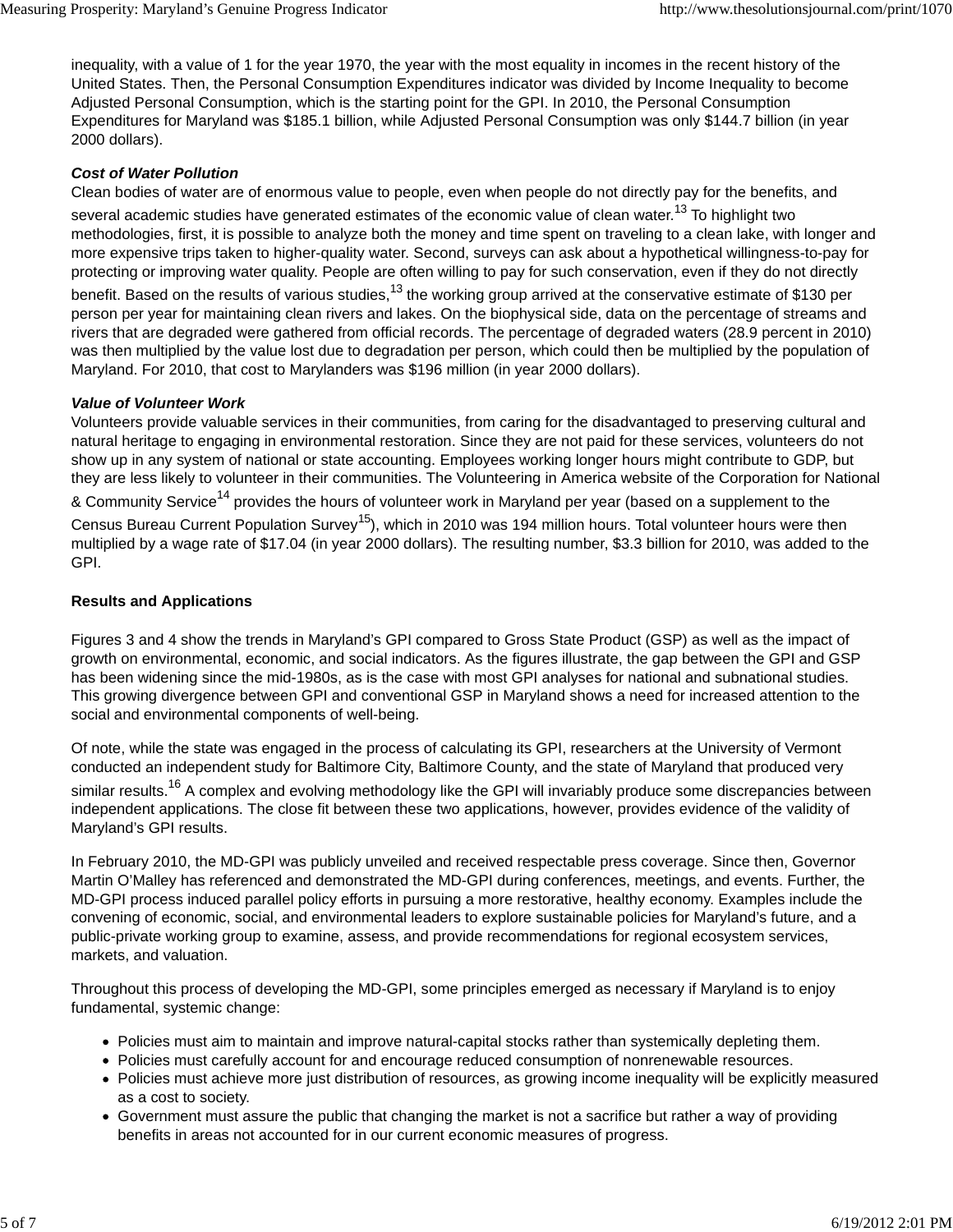inequality, with a value of 1 for the year 1970, the year with the most equality in incomes in the recent history of the United States. Then, the Personal Consumption Expenditures indicator was divided by Income Inequality to become Adjusted Personal Consumption, which is the starting point for the GPI. In 2010, the Personal Consumption Expenditures for Maryland was $185.1 billion, while Adjusted Personal Consumption was only $144.7 billion (in year 2000 dollars).

***Cost of Water Pollution***

Clean bodies of water are of enormous value to people, even when people do not directly pay for the benefits, and several academic studies have generated estimates of the economic value of clean water.[13] To highlight two methodologies, first, it is possible to analyze both the money and time spent on traveling to a clean lake, with longer and more expensive trips taken to higher-quality water. Second, surveys can ask about a hypothetical willingness-to-pay for protecting or improving water quality. People are often willing to pay for such conservation, even if they do not directly benefit. Based on the results of various studies,[13] the working group arrived at the conservative estimate of $130 per person per year for maintaining clean rivers and lakes. On the biophysical side, data on the percentage of streams and rivers that are degraded were gathered from official records. The percentage of degraded waters (28.9 percent in 2010) was then multiplied by the value lost due to degradation per person, which could then be multiplied by the population of Maryland. For 2010, that cost to Marylanders was $196 million (in year 2000 dollars).

***Value of Volunteer Work***

Volunteers provide valuable services in their communities, from caring for the disadvantaged to preserving cultural and natural heritage to engaging in environmental restoration. Since they are not paid for these services, volunteers do not show up in any system of national or state accounting. Employees working longer hours might contribute to GDP, but they are less likely to volunteer in their communities. The Volunteering in America website of the Corporation for National & Community Service[14] provides the hours of volunteer work in Maryland per year (based on a supplement to the Census Bureau Current Population Survey[15]), which in 2010 was 194 million hours. Total volunteer hours were then multiplied by a wage rate of $17.04 (in year 2000 dollars). The resulting number, $3.3 billion for 2010, was added to the GPI.

**Results and Applications**

Figures 3 and 4 show the trends in Maryland's GPI compared to Gross State Product (GSP) as well as the impact of growth on environmental, economic, and social indicators. As the figures illustrate, the gap between the GPI and GSP has been widening since the mid-1980s, as is the case with most GPI analyses for national and subnational studies. This growing divergence between GPI and conventional GSP in Maryland shows a need for increased attention to the social and environmental components of well-being.

Of note, while the state was engaged in the process of calculating its GPI, researchers at the University of Vermont conducted an independent study for Baltimore City, Baltimore County, and the state of Maryland that produced very similar results.[16] A complex and evolving methodology like the GPI will invariably produce some discrepancies between independent applications. The close fit between these two applications, however, provides evidence of the validity of Maryland's GPI results.

In February 2010, the MD-GPI was publicly unveiled and received respectable press coverage. Since then, Governor Martin O'Malley has referenced and demonstrated the MD-GPI during conferences, meetings, and events. Further, the MD-GPI process induced parallel policy efforts in pursuing a more restorative, healthy economy. Examples include the convening of economic, social, and environmental leaders to explore sustainable policies for Maryland's future, and a public-private working group to examine, assess, and provide recommendations for regional ecosystem services, markets, and valuation.

Throughout this process of developing the MD-GPI, some principles emerged as necessary if Maryland is to enjoy fundamental, systemic change:

- Policies must aim to maintain and improve natural-capital stocks rather than systemically depleting them.
- Policies must carefully account for and encourage reduced consumption of nonrenewable resources.
- Policies must achieve more just distribution of resources, as growing income inequality will be explicitly measured as a cost to society.
- Government must assure the public that changing the market is not a sacrifice but rather a way of providing benefits in areas not accounted for in our current economic measures of progress.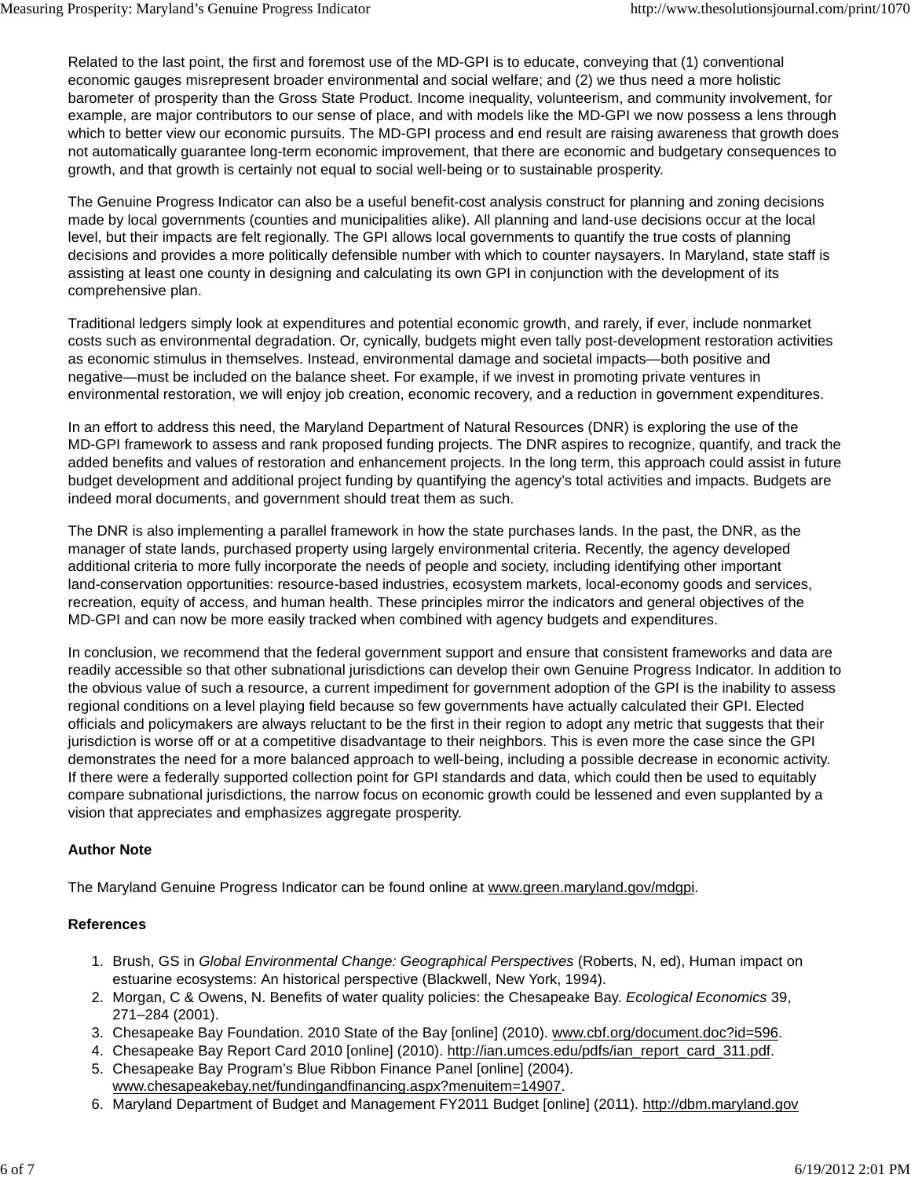Related to the last point, the first and foremost use of the MD-GPI is to educate, conveying that (1) conventional economic gauges misrepresent broader environmental and social welfare; and (2) we thus need a more holistic barometer of prosperity than the Gross State Product. Income inequality, volunteerism, and community involvement, for example, are major contributors to our sense of place, and with models like the MD-GPI we now possess a lens through which to better view our economic pursuits. The MD-GPI process and end result are raising awareness that growth does not automatically guarantee long-term economic improvement, that there are economic and budgetary consequences to growth, and that growth is certainly not equal to social well-being or to sustainable prosperity.

The Genuine Progress Indicator can also be a useful benefit-cost analysis construct for planning and zoning decisions made by local governments (counties and municipalities alike). All planning and land-use decisions occur at the local level, but their impacts are felt regionally. The GPI allows local governments to quantify the true costs of planning decisions and provides a more politically defensible number with which to counter naysayers. In Maryland, state staff is assisting at least one county in designing and calculating its own GPI in conjunction with the development of its comprehensive plan.

Traditional ledgers simply look at expenditures and potential economic growth, and rarely, if ever, include nonmarket costs such as environmental degradation. Or, cynically, budgets might even tally post-development restoration activities as economic stimulus in themselves. Instead, environmental damage and societal impacts—both positive and negative—must be included on the balance sheet. For example, if we invest in promoting private ventures in environmental restoration, we will enjoy job creation, economic recovery, and a reduction in government expenditures.

In an effort to address this need, the Maryland Department of Natural Resources (DNR) is exploring the use of the MD-GPI framework to assess and rank proposed funding projects. The DNR aspires to recognize, quantify, and track the added benefits and values of restoration and enhancement projects. In the long term, this approach could assist in future budget development and additional project funding by quantifying the agency's total activities and impacts. Budgets are indeed moral documents, and government should treat them as such.

The DNR is also implementing a parallel framework in how the state purchases lands. In the past, the DNR, as the manager of state lands, purchased property using largely environmental criteria. Recently, the agency developed additional criteria to more fully incorporate the needs of people and society, including identifying other important land-conservation opportunities: resource-based industries, ecosystem markets, local-economy goods and services, recreation, equity of access, and human health. These principles mirror the indicators and general objectives of the MD-GPI and can now be more easily tracked when combined with agency budgets and expenditures.

In conclusion, we recommend that the federal government support and ensure that consistent frameworks and data are readily accessible so that other subnational jurisdictions can develop their own Genuine Progress Indicator. In addition to the obvious value of such a resource, a current impediment for government adoption of the GPI is the inability to assess regional conditions on a level playing field because so few governments have actually calculated their GPI. Elected officials and policymakers are always reluctant to be the first in their region to adopt any metric that suggests that their jurisdiction is worse off or at a competitive disadvantage to their neighbors. This is even more the case since the GPI demonstrates the need for a more balanced approach to well-being, including a possible decrease in economic activity. If there were a federally supported collection point for GPI standards and data, which could then be used to equitably compare subnational jurisdictions, the narrow focus on economic growth could be lessened and even supplanted by a vision that appreciates and emphasizes aggregate prosperity.

**Author Note**

The Maryland Genuine Progress Indicator can be found online at www.green.maryland.gov/mdgpi.

**References**

1. Brush, GS in *Global Environmental Change: Geographical Perspectives* (Roberts, N, ed), Human impact on estuarine ecosystems: An historical perspective (Blackwell, New York, 1994).
2. Morgan, C & Owens, N. Benefits of water quality policies: the Chesapeake Bay. *Ecological Economics* 39, 271–284 (2001).
3. Chesapeake Bay Foundation. 2010 State of the Bay [online] (2010). www.cbf.org/document.doc?id=596.
4. Chesapeake Bay Report Card 2010 [online] (2010). http://ian.umces.edu/pdfs/ian_report_card_311.pdf.
5. Chesapeake Bay Program's Blue Ribbon Finance Panel [online] (2004). www.chesapeakebay.net/fundingandfinancing.aspx?menuitem=14907.
6. Maryland Department of Budget and Management FY2011 Budget [online] (2011). http://dbm.maryland.gov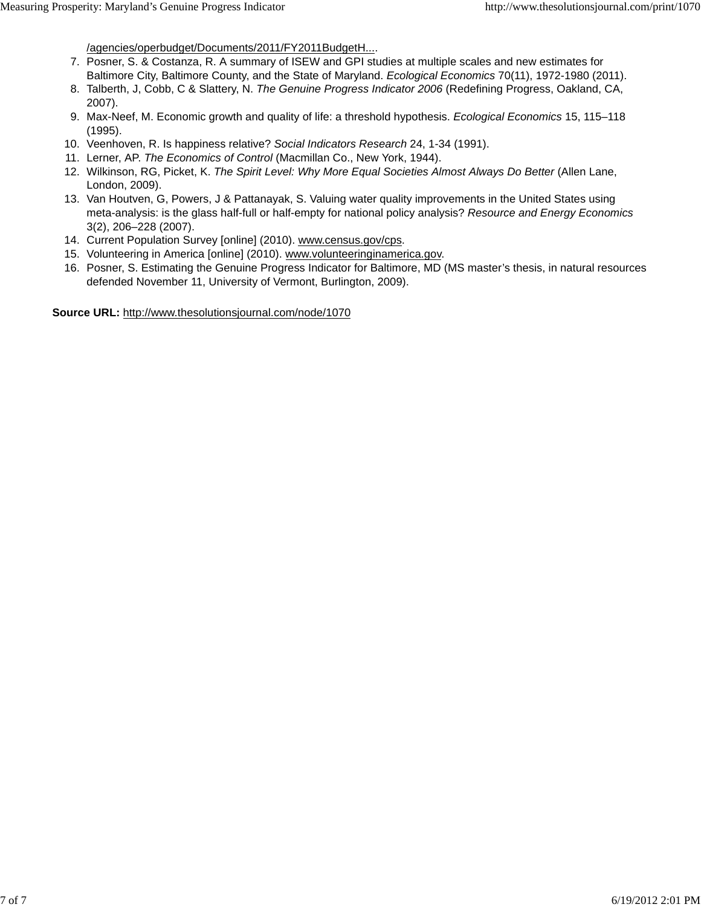/agencies/operbudget/Documents/2011/FY2011BudgetH....

7. Posner, S. & Costanza, R. A summary of ISEW and GPI studies at multiple scales and new estimates for Baltimore City, Baltimore County, and the State of Maryland. *Ecological Economics* 70(11), 1972-1980 (2011).
8. Talberth, J, Cobb, C & Slattery, N. *The Genuine Progress Indicator 2006* (Redefining Progress, Oakland, CA, 2007).
9. Max-Neef, M. Economic growth and quality of life: a threshold hypothesis. *Ecological Economics* 15, 115–118 (1995).
10. Veenhoven, R. Is happiness relative? *Social Indicators Research* 24, 1-34 (1991).
11. Lerner, AP. *The Economics of Control* (Macmillan Co., New York, 1944).
12. Wilkinson, RG, Picket, K. *The Spirit Level: Why More Equal Societies Almost Always Do Better* (Allen Lane, London, 2009).
13. Van Houtven, G, Powers, J & Pattanayak, S. Valuing water quality improvements in the United States using meta-analysis: is the glass half-full or half-empty for national policy analysis? *Resource and Energy Economics* 3(2), 206–228 (2007).
14. Current Population Survey [online] (2010). www.census.gov/cps.
15. Volunteering in America [online] (2010). www.volunteeringinamerica.gov.
16. Posner, S. Estimating the Genuine Progress Indicator for Baltimore, MD (MS master's thesis, in natural resources defended November 11, University of Vermont, Burlington, 2009).

**Source URL:** http://www.thesolutionsjournal.com/node/1070